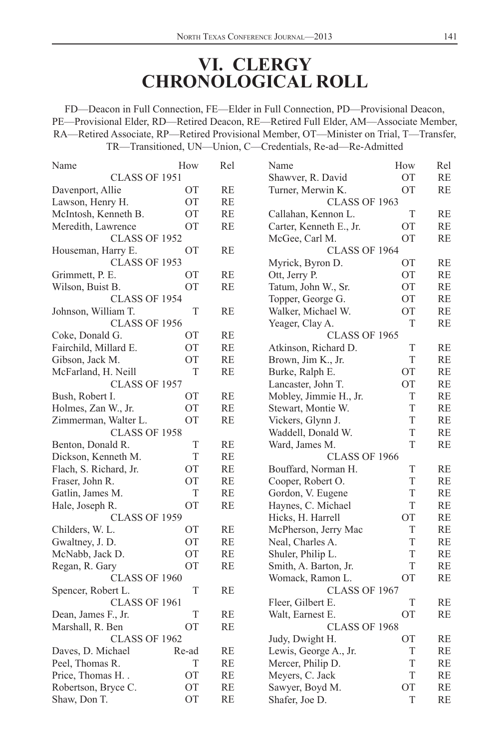# VI. CLERGY CHRONOLOGICAL ROLL

FD—Deacon in Full Connection, FE—Elder in Full Connection, PD—Provisional Deacon, PE—Provisional Elder, RD—Retired Deacon, RE—Retired Full Elder, AM—Associate Member, RA—Retired Associate, RP—Retired Provisional Member, OT—Minister on Trial, T—Transfer, TR—Transitioned, UN—Union, C—Credentials, Re-ad—Re-Admitted

| Name | How | Rel |
|---|---|---|
| CLASS OF 1951 | | |
| Davenport, Allie | OT | RE |
| Lawson, Henry H. | OT | RE |
| McIntosh, Kenneth B. | OT | RE |
| Meredith, Lawrence | OT | RE |
| CLASS OF 1952 | | |
| Houseman, Harry E. | OT | RE |
| CLASS OF 1953 | | |
| Grimmett, P. E. | OT | RE |
| Wilson, Buist B. | OT | RE |
| CLASS OF 1954 | | |
| Johnson, William T. | T | RE |
| CLASS OF 1956 | | |
| Coke, Donald G. | OT | RE |
| Fairchild, Millard E. | OT | RE |
| Gibson, Jack M. | OT | RE |
| McFarland, H. Neill | T | RE |
| CLASS OF 1957 | | |
| Bush, Robert I. | OT | RE |
| Holmes, Zan W., Jr. | OT | RE |
| Zimmerman, Walter L. | OT | RE |
| CLASS OF 1958 | | |
| Benton, Donald R. | T | RE |
| Dickson, Kenneth M. | T | RE |
| Flach, S. Richard, Jr. | OT | RE |
| Fraser, John R. | OT | RE |
| Gatlin, James M. | T | RE |
| Hale, Joseph R. | OT | RE |
| CLASS OF 1959 | | |
| Childers, W. L. | OT | RE |
| Gwaltney, J. D. | OT | RE |
| McNabb, Jack D. | OT | RE |
| Regan, R. Gary | OT | RE |
| CLASS OF 1960 | | |
| Spencer, Robert L. | T | RE |
| CLASS OF 1961 | | |
| Dean, James F., Jr. | T | RE |
| Marshall, R. Ben | OT | RE |
| CLASS OF 1962 | | |
| Daves, D. Michael | Re-ad | RE |
| Peel, Thomas R. | T | RE |
| Price, Thomas H. . | OT | RE |
| Robertson, Bryce C. | OT | RE |
| Shaw, Don T. | OT | RE |
| Shawver, R. David | OT | RE |
| Turner, Merwin K. | OT | RE |
| CLASS OF 1963 | | |
| Callahan, Kennon L. | T | RE |
| Carter, Kenneth E., Jr. | OT | RE |
| McGee, Carl M. | OT | RE |
| CLASS OF 1964 | | |
| Myrick, Byron D. | OT | RE |
| Ott, Jerry P. | OT | RE |
| Tatum, John W., Sr. | OT | RE |
| Topper, George G. | OT | RE |
| Walker, Michael W. | OT | RE |
| Yeager, Clay A. | T | RE |
| CLASS OF 1965 | | |
| Atkinson, Richard D. | T | RE |
| Brown, Jim K., Jr. | T | RE |
| Burke, Ralph E. | OT | RE |
| Lancaster, John T. | OT | RE |
| Mobley, Jimmie H., Jr. | T | RE |
| Stewart, Montie W. | T | RE |
| Vickers, Glynn J. | T | RE |
| Waddell, Donald W. | T | RE |
| Ward, James M. | T | RE |
| CLASS OF 1966 | | |
| Bouffard, Norman H. | T | RE |
| Cooper, Robert O. | T | RE |
| Gordon, V. Eugene | T | RE |
| Haynes, C. Michael | T | RE |
| Hicks, H. Harrell | OT | RE |
| McPherson, Jerry Mac | T | RE |
| Neal, Charles A. | T | RE |
| Shuler, Philip L. | T | RE |
| Smith, A. Barton, Jr. | T | RE |
| Womack, Ramon L. | OT | RE |
| CLASS OF 1967 | | |
| Fleer, Gilbert E. | T | RE |
| Walt, Earnest E. | OT | RE |
| CLASS OF 1968 | | |
| Judy, Dwight H. | OT | RE |
| Lewis, George A., Jr. | T | RE |
| Mercer, Philip D. | T | RE |
| Meyers, C. Jack | T | RE |
| Sawyer, Boyd M. | OT | RE |
| Shafer, Joe D. | T | RE |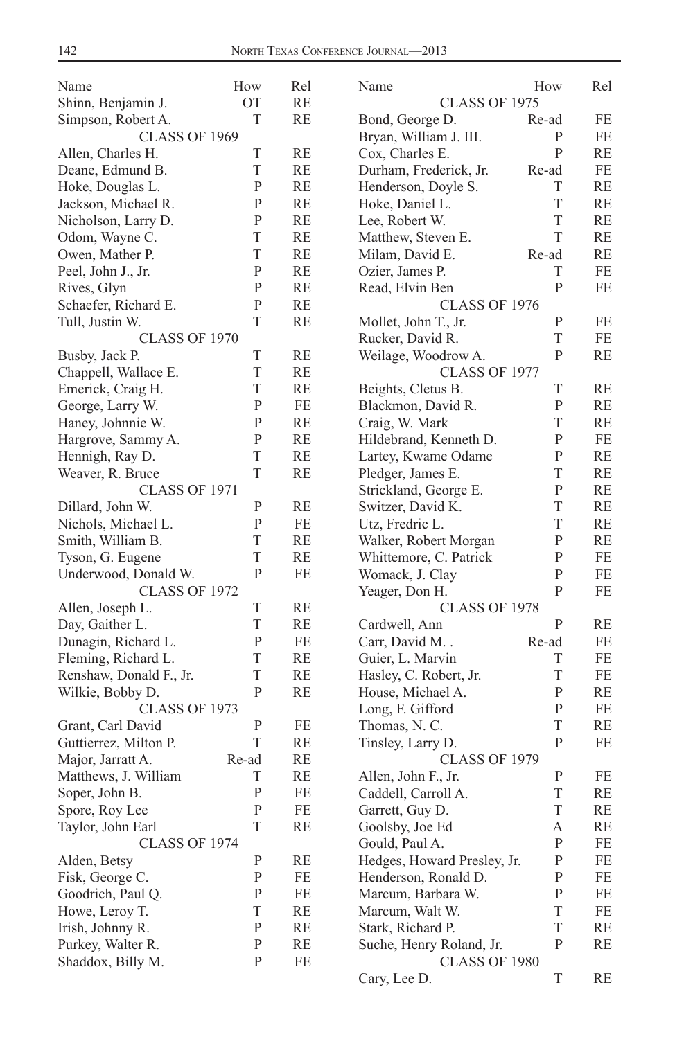| Name | How | Rel |
|---|---|---|
| Shinn, Benjamin J. | OT | RE |
| Simpson, Robert A. | T | RE |
| CLASS OF 1969 | | |
| Allen, Charles H. | T | RE |
| Deane, Edmund B. | T | RE |
| Hoke, Douglas L. | P | RE |
| Jackson, Michael R. | P | RE |
| Nicholson, Larry D. | P | RE |
| Odom, Wayne C. | T | RE |
| Owen, Mather P. | T | RE |
| Peel, John J., Jr. | P | RE |
| Rives, Glyn | P | RE |
| Schaefer, Richard E. | P | RE |
| Tull, Justin W. | T | RE |
| CLASS OF 1970 | | |
| Busby, Jack P. | T | RE |
| Chappell, Wallace E. | T | RE |
| Emerick, Craig H. | T | RE |
| George, Larry W. | P | FE |
| Haney, Johnnie W. | P | RE |
| Hargrove, Sammy A. | P | RE |
| Hennigh, Ray D. | T | RE |
| Weaver, R. Bruce | T | RE |
| CLASS OF 1971 | | |
| Dillard, John W. | P | RE |
| Nichols, Michael L. | P | FE |
| Smith, William B. | T | RE |
| Tyson, G. Eugene | T | RE |
| Underwood, Donald W. | P | FE |
| CLASS OF 1972 | | |
| Allen, Joseph L. | T | RE |
| Day, Gaither L. | T | RE |
| Dunagin, Richard L. | P | FE |
| Fleming, Richard L. | T | RE |
| Renshaw, Donald F., Jr. | T | RE |
| Wilkie, Bobby D. | P | RE |
| CLASS OF 1973 | | |
| Grant, Carl David | P | FE |
| Guttierrez, Milton P. | T | RE |
| Major, Jarratt A. | Re-ad | RE |
| Matthews, J. William | T | RE |
| Soper, John B. | P | FE |
| Spore, Roy Lee | P | FE |
| Taylor, John Earl | T | RE |
| CLASS OF 1974 | | |
| Alden, Betsy | P | RE |
| Fisk, George C. | P | FE |
| Goodrich, Paul Q. | P | FE |
| Howe, Leroy T. | T | RE |
| Irish, Johnny R. | P | RE |
| Purkey, Walter R. | P | RE |
| Shaddox, Billy M. | P | FE |

| Name | How | Rel |
|---|---|---|
| CLASS OF 1975 | | |
| Bond, George D. | Re-ad | FE |
| Bryan, William J. III. | P | FE |
| Cox, Charles E. | P | RE |
| Durham, Frederick, Jr. | Re-ad | FE |
| Henderson, Doyle S. | T | RE |
| Hoke, Daniel L. | T | RE |
| Lee, Robert W. | T | RE |
| Matthew, Steven E. | T | RE |
| Milam, David E. | Re-ad | RE |
| Ozier, James P. | T | FE |
| Read, Elvin Ben | P | FE |
| CLASS OF 1976 | | |
| Mollet, John T., Jr. | P | FE |
| Rucker, David R. | T | FE |
| Weilage, Woodrow A. | P | RE |
| CLASS OF 1977 | | |
| Beights, Cletus B. | T | RE |
| Blackmon, David R. | P | RE |
| Craig, W. Mark | T | RE |
| Hildebrand, Kenneth D. | P | FE |
| Lartey, Kwame Odame | P | RE |
| Pledger, James E. | T | RE |
| Strickland, George E. | P | RE |
| Switzer, David K. | T | RE |
| Utz, Fredric L. | T | RE |
| Walker, Robert Morgan | P | RE |
| Whittemore, C. Patrick | P | FE |
| Womack, J. Clay | P | FE |
| Yeager, Don H. | P | FE |
| CLASS OF 1978 | | |
| Cardwell, Ann | P | RE |
| Carr, David M. . | Re-ad | FE |
| Guier, L. Marvin | T | FE |
| Hasley, C. Robert, Jr. | T | FE |
| House, Michael A. | P | RE |
| Long, F. Gifford | P | FE |
| Thomas, N. C. | T | RE |
| Tinsley, Larry D. | P | FE |
| CLASS OF 1979 | | |
| Allen, John F., Jr. | P | FE |
| Caddell, Carroll A. | T | RE |
| Garrett, Guy D. | T | RE |
| Goolsby, Joe Ed | A | RE |
| Gould, Paul A. | P | FE |
| Hedges, Howard Presley, Jr. | P | FE |
| Henderson, Ronald D. | P | FE |
| Marcum, Barbara W. | P | FE |
| Marcum, Walt W. | T | FE |
| Stark, Richard P. | T | RE |
| Suche, Henry Roland, Jr. | P | RE |
| CLASS OF 1980 | | |
| Cary, Lee D. | T | RE |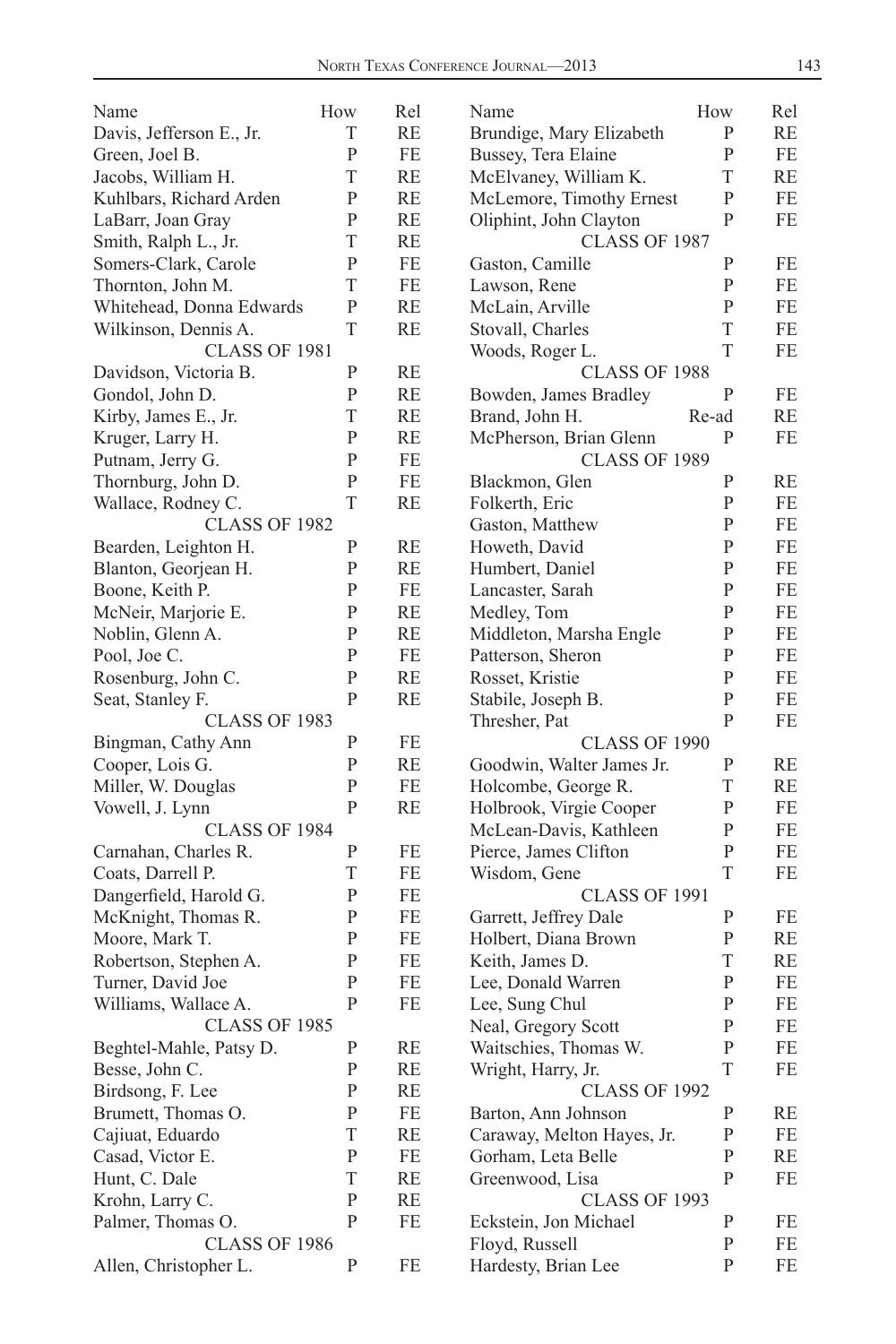| Name | How | Rel |
|---|---|---|
| Davis, Jefferson E., Jr. | T | RE |
| Green, Joel B. | P | FE |
| Jacobs, William H. | T | RE |
| Kuhlbars, Richard Arden | P | RE |
| LaBarr, Joan Gray | P | RE |
| Smith, Ralph L., Jr. | T | RE |
| Somers-Clark, Carole | P | FE |
| Thornton, John M. | T | FE |
| Whitehead, Donna Edwards | P | RE |
| Wilkinson, Dennis A. | T | RE |
| CLASS OF 1981 | | |
| Davidson, Victoria B. | P | RE |
| Gondol, John D. | P | RE |
| Kirby, James E., Jr. | T | RE |
| Kruger, Larry H. | P | RE |
| Putnam, Jerry G. | P | FE |
| Thornburg, John D. | P | FE |
| Wallace, Rodney C. | T | RE |
| CLASS OF 1982 | | |
| Bearden, Leighton H. | P | RE |
| Blanton, Georjean H. | P | RE |
| Boone, Keith P. | P | FE |
| McNeir, Marjorie E. | P | RE |
| Noblin, Glenn A. | P | RE |
| Pool, Joe C. | P | FE |
| Rosenburg, John C. | P | RE |
| Seat, Stanley F. | P | RE |
| CLASS OF 1983 | | |
| Bingman, Cathy Ann | P | FE |
| Cooper, Lois G. | P | RE |
| Miller, W. Douglas | P | FE |
| Vowell, J. Lynn | P | RE |
| CLASS OF 1984 | | |
| Carnahan, Charles R. | P | FE |
| Coats, Darrell P. | T | FE |
| Dangerfield, Harold G. | P | FE |
| McKnight, Thomas R. | P | FE |
| Moore, Mark T. | P | FE |
| Robertson, Stephen A. | P | FE |
| Turner, David Joe | P | FE |
| Williams, Wallace A. | P | FE |
| CLASS OF 1985 | | |
| Beghtel-Mahle, Patsy D. | P | RE |
| Besse, John C. | P | RE |
| Birdsong, F. Lee | P | RE |
| Brumett, Thomas O. | P | FE |
| Cajiuat, Eduardo | T | RE |
| Casad, Victor E. | P | FE |
| Hunt, C. Dale | T | RE |
| Krohn, Larry C. | P | RE |
| Palmer, Thomas O. | P | FE |
| CLASS OF 1986 | | |
| Allen, Christopher L. | P | FE |
| Brundige, Mary Elizabeth | P | RE |
| Bussey, Tera Elaine | P | FE |
| McElvaney, William K. | T | RE |
| McLemore, Timothy Ernest | P | FE |
| Oliphint, John Clayton | P | FE |
| CLASS OF 1987 | | |
| Gaston, Camille | P | FE |
| Lawson, Rene | P | FE |
| McLain, Arville | P | FE |
| Stovall, Charles | T | FE |
| Woods, Roger L. | T | FE |
| CLASS OF 1988 | | |
| Bowden, James Bradley | P | FE |
| Brand, John H. | Re-ad | RE |
| McPherson, Brian Glenn | P | FE |
| CLASS OF 1989 | | |
| Blackmon, Glen | P | RE |
| Folkerth, Eric | P | FE |
| Gaston, Matthew | P | FE |
| Howeth, David | P | FE |
| Humbert, Daniel | P | FE |
| Lancaster, Sarah | P | FE |
| Medley, Tom | P | FE |
| Middleton, Marsha Engle | P | FE |
| Patterson, Sheron | P | FE |
| Rosset, Kristie | P | FE |
| Stabile, Joseph B. | P | FE |
| Thresher, Pat | P | FE |
| CLASS OF 1990 | | |
| Goodwin, Walter James Jr. | P | RE |
| Holcombe, George R. | T | RE |
| Holbrook, Virgie Cooper | P | FE |
| McLean-Davis, Kathleen | P | FE |
| Pierce, James Clifton | P | FE |
| Wisdom, Gene | T | FE |
| CLASS OF 1991 | | |
| Garrett, Jeffrey Dale | P | FE |
| Holbert, Diana Brown | P | RE |
| Keith, James D. | T | RE |
| Lee, Donald Warren | P | FE |
| Lee, Sung Chul | P | FE |
| Neal, Gregory Scott | P | FE |
| Waitschies, Thomas W. | P | FE |
| Wright, Harry, Jr. | T | FE |
| CLASS OF 1992 | | |
| Barton, Ann Johnson | P | RE |
| Caraway, Melton Hayes, Jr. | P | FE |
| Gorham, Leta Belle | P | RE |
| Greenwood, Lisa | P | FE |
| CLASS OF 1993 | | |
| Eckstein, Jon Michael | P | FE |
| Floyd, Russell | P | FE |
| Hardesty, Brian Lee | P | FE |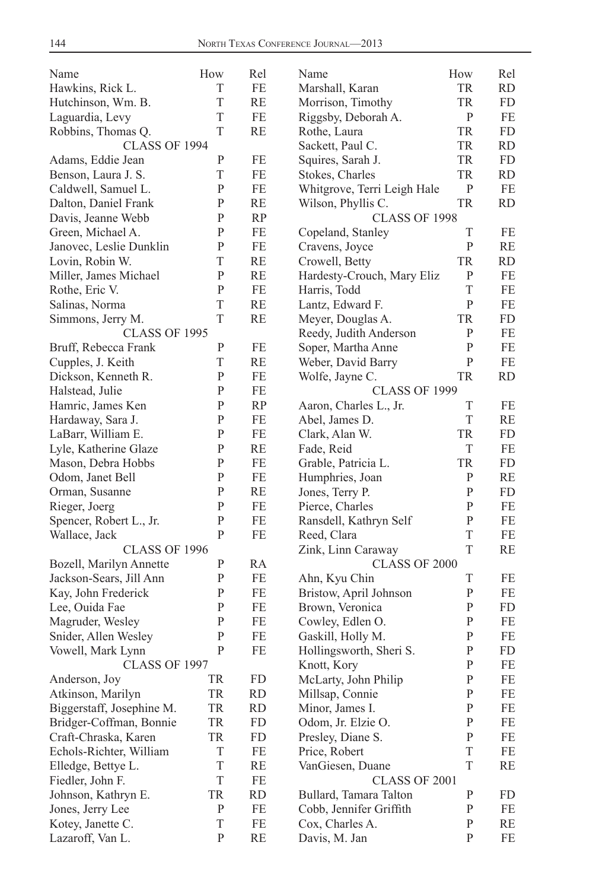| Name | How | Rel |
|---|---|---|
| Hawkins, Rick L. | T | FE |
| Hutchinson, Wm. B. | T | RE |
| Laguardia, Levy | T | FE |
| Robbins, Thomas Q. | T | RE |
| CLASS OF 1994 | | |
| Adams, Eddie Jean | P | FE |
| Benson, Laura J. S. | T | FE |
| Caldwell, Samuel L. | P | FE |
| Dalton, Daniel Frank | P | RE |
| Davis, Jeanne Webb | P | RP |
| Green, Michael A. | P | FE |
| Janovec, Leslie Dunklin | P | FE |
| Lovin, Robin W. | T | RE |
| Miller, James Michael | P | RE |
| Rothe, Eric V. | P | FE |
| Salinas, Norma | T | RE |
| Simmons, Jerry M. | T | RE |
| CLASS OF 1995 | | |
| Bruff, Rebecca Frank | P | FE |
| Cupples, J. Keith | T | RE |
| Dickson, Kenneth R. | P | FE |
| Halstead, Julie | P | FE |
| Hamric, James Ken | P | RP |
| Hardaway, Sara J. | P | FE |
| LaBarr, William E. | P | FE |
| Lyle, Katherine Glaze | P | RE |
| Mason, Debra Hobbs | P | FE |
| Odom, Janet Bell | P | FE |
| Orman, Susanne | P | RE |
| Rieger, Joerg | P | FE |
| Spencer, Robert L., Jr. | P | FE |
| Wallace, Jack | P | FE |
| CLASS OF 1996 | | |
| Bozell, Marilyn Annette | P | RA |
| Jackson-Sears, Jill Ann | P | FE |
| Kay, John Frederick | P | FE |
| Lee, Ouida Fae | P | FE |
| Magruder, Wesley | P | FE |
| Snider, Allen Wesley | P | FE |
| Vowell, Mark Lynn | P | FE |
| CLASS OF 1997 | | |
| Anderson, Joy | TR | FD |
| Atkinson, Marilyn | TR | RD |
| Biggerstaff, Josephine M. | TR | RD |
| Bridger-Coffman, Bonnie | TR | FD |
| Craft-Chraska, Karen | TR | FD |
| Echols-Richter, William | T | FE |
| Elledge, Bettye L. | T | RE |
| Fiedler, John F. | T | FE |
| Johnson, Kathryn E. | TR | RD |
| Jones, Jerry Lee | P | FE |
| Kotey, Janette C. | T | FE |
| Lazaroff, Van L. | P | RE |
| Marshall, Karan | TR | RD |
| Morrison, Timothy | TR | FD |
| Riggsby, Deborah A. | P | FE |
| Rothe, Laura | TR | FD |
| Sackett, Paul C. | TR | RD |
| Squires, Sarah J. | TR | FD |
| Stokes, Charles | TR | RD |
| Whitgrove, Terri Leigh Hale | P | FE |
| Wilson, Phyllis C. | TR | RD |
| CLASS OF 1998 | | |
| Copeland, Stanley | T | FE |
| Cravens, Joyce | P | RE |
| Crowell, Betty | TR | RD |
| Hardesty-Crouch, Mary Eliz | P | FE |
| Harris, Todd | T | FE |
| Lantz, Edward F. | P | FE |
| Meyer, Douglas A. | TR | FD |
| Reedy, Judith Anderson | P | FE |
| Soper, Martha Anne | P | FE |
| Weber, David Barry | P | FE |
| Wolfe, Jayne C. | TR | RD |
| CLASS OF 1999 | | |
| Aaron, Charles L., Jr. | T | FE |
| Abel, James D. | T | RE |
| Clark, Alan W. | TR | FD |
| Fade, Reid | T | FE |
| Grable, Patricia L. | TR | FD |
| Humphries, Joan | P | RE |
| Jones, Terry P. | P | FD |
| Pierce, Charles | P | FE |
| Ransdell, Kathryn Self | P | FE |
| Reed, Clara | T | FE |
| Zink, Linn Caraway | T | RE |
| CLASS OF 2000 | | |
| Ahn, Kyu Chin | T | FE |
| Bristow, April Johnson | P | FE |
| Brown, Veronica | P | FD |
| Cowley, Edlen O. | P | FE |
| Gaskill, Holly M. | P | FE |
| Hollingsworth, Sheri S. | P | FD |
| Knott, Kory | P | FE |
| McLarty, John Philip | P | FE |
| Millsap, Connie | P | FE |
| Minor, James I. | P | FE |
| Odom, Jr. Elzie O. | P | FE |
| Presley, Diane S. | P | FE |
| Price, Robert | T | FE |
| VanGiesen, Duane | T | RE |
| CLASS OF 2001 | | |
| Bullard, Tamara Talton | P | FD |
| Cobb, Jennifer Griffith | P | FE |
| Cox, Charles A. | P | RE |
| Davis, M. Jan | P | FE |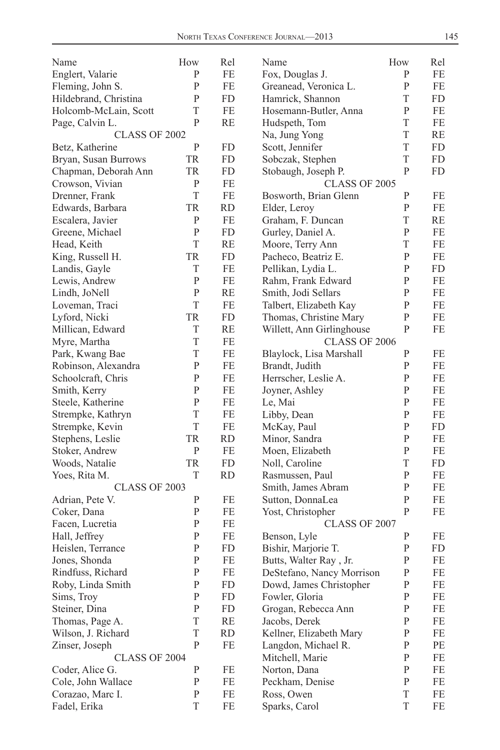| Name | How | Rel |
|---|---|---|
| Englert, Valarie | P | FE |
| Fleming, John S. | P | FE |
| Hildebrand, Christina | P | FD |
| Holcomb-McLain, Scott | T | FE |
| Page, Calvin L. | P | RE |
| CLASS OF 2002 | | |
| Betz, Katherine | P | FD |
| Bryan, Susan Burrows | TR | FD |
| Chapman, Deborah Ann | TR | FD |
| Crowson, Vivian | P | FE |
| Drenner, Frank | T | FE |
| Edwards, Barbara | TR | RD |
| Escalera, Javier | P | FE |
| Greene, Michael | P | FD |
| Head, Keith | T | RE |
| King, Russell H. | TR | FD |
| Landis, Gayle | T | FE |
| Lewis, Andrew | P | FE |
| Lindh, JoNell | P | RE |
| Loveman, Traci | T | FE |
| Lyford, Nicki | TR | FD |
| Millican, Edward | T | RE |
| Myre, Martha | T | FE |
| Park, Kwang Bae | T | FE |
| Robinson, Alexandra | P | FE |
| Schoolcraft, Chris | P | FE |
| Smith, Kerry | P | FE |
| Steele, Katherine | P | FE |
| Strempke, Kathryn | T | FE |
| Strempke, Kevin | T | FE |
| Stephens, Leslie | TR | RD |
| Stoker, Andrew | P | FE |
| Woods, Natalie | TR | FD |
| Yoes, Rita M. | T | RD |
| CLASS OF 2003 | | |
| Adrian, Pete V. | P | FE |
| Coker, Dana | P | FE |
| Facen, Lucretia | P | FE |
| Hall, Jeffrey | P | FE |
| Heislen, Terrance | P | FD |
| Jones, Shonda | P | FE |
| Rindfuss, Richard | P | FE |
| Roby, Linda Smith | P | FD |
| Sims, Troy | P | FD |
| Steiner, Dina | P | FD |
| Thomas, Page A. | T | RE |
| Wilson, J. Richard | T | RD |
| Zinser, Joseph | P | FE |
| CLASS OF 2004 | | |
| Coder, Alice G. | P | FE |
| Cole, John Wallace | P | FE |
| Corazao, Marc I. | P | FE |
| Fadel, Erika | T | FE |
| Fox, Douglas J. | P | FE |
| Greanead, Veronica L. | P | FE |
| Hamrick, Shannon | T | FD |
| Hosemann-Butler, Anna | P | FE |
| Hudspeth, Tom | T | FE |
| Na, Jung Yong | T | RE |
| Scott, Jennifer | T | FD |
| Sobczak, Stephen | T | FD |
| Stobaugh, Joseph P. | P | FD |
| CLASS OF 2005 | | |
| Bosworth, Brian Glenn | P | FE |
| Elder, Leroy | P | FE |
| Graham, F. Duncan | T | RE |
| Gurley, Daniel A. | P | FE |
| Moore, Terry Ann | T | FE |
| Pacheco, Beatriz E. | P | FE |
| Pellikan, Lydia L. | P | FD |
| Rahm, Frank Edward | P | FE |
| Smith, Jodi Sellars | P | FE |
| Talbert, Elizabeth Kay | P | FE |
| Thomas, Christine Mary | P | FE |
| Willett, Ann Girlinghouse | P | FE |
| CLASS OF 2006 | | |
| Blaylock, Lisa Marshall | P | FE |
| Brandt, Judith | P | FE |
| Herrscher, Leslie A. | P | FE |
| Joyner, Ashley | P | FE |
| Le, Mai | P | FE |
| Libby, Dean | P | FE |
| McKay, Paul | P | FD |
| Minor, Sandra | P | FE |
| Moen, Elizabeth | P | FE |
| Noll, Caroline | T | FD |
| Rasmussen, Paul | P | FE |
| Smith, James Abram | P | FE |
| Sutton, DonnaLea | P | FE |
| Yost, Christopher | P | FE |
| CLASS OF 2007 | | |
| Benson, Lyle | P | FE |
| Bishir, Marjorie T. | P | FD |
| Butts, Walter Ray , Jr. | P | FE |
| DeStefano, Nancy Morrison | P | FE |
| Dowd, James Christopher | P | FE |
| Fowler, Gloria | P | FE |
| Grogan, Rebecca Ann | P | FE |
| Jacobs, Derek | P | FE |
| Kellner, Elizabeth Mary | P | FE |
| Langdon, Michael R. | P | PE |
| Mitchell, Marie | P | FE |
| Norton, Dana | P | FE |
| Peckham, Denise | P | FE |
| Ross, Owen | T | FE |
| Sparks, Carol | T | FE |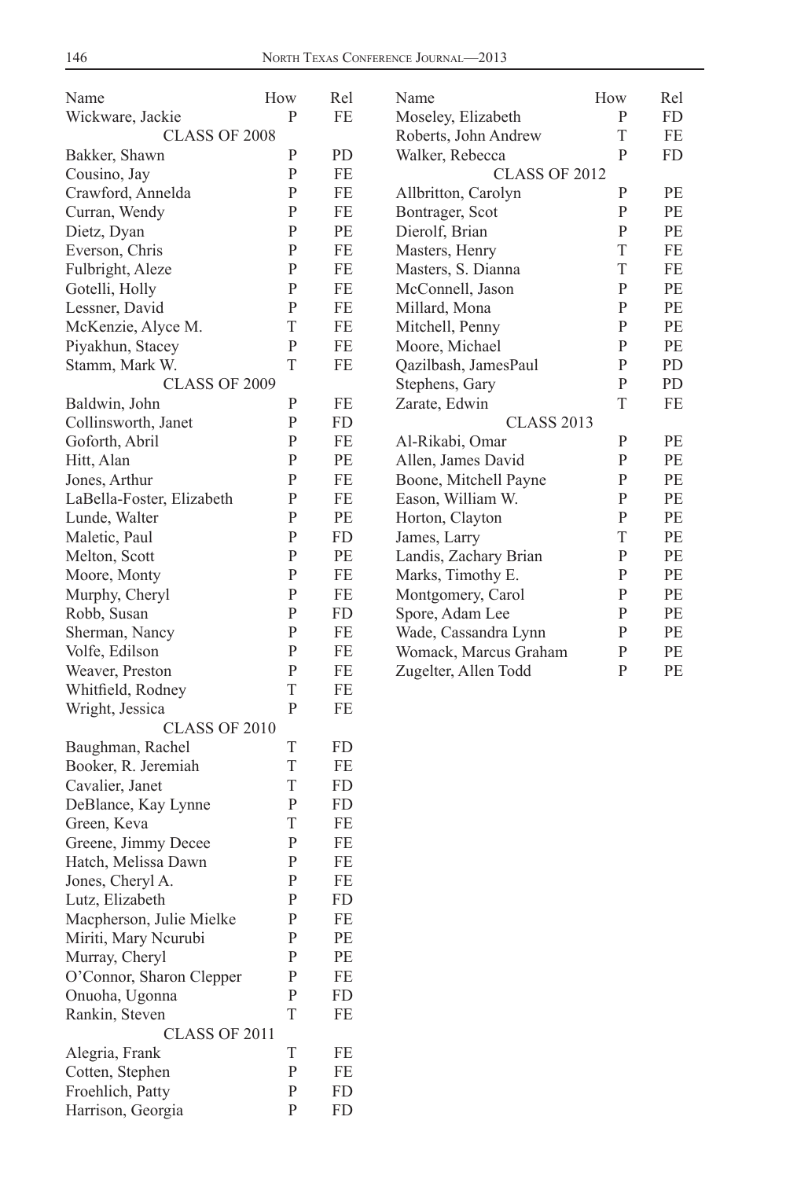| Name | How | Rel |
|---|---|---|
| Wickware, Jackie | P | FE |
| CLASS OF 2008 | | |
| Bakker, Shawn | P | PD |
| Cousino, Jay | P | FE |
| Crawford, Annelda | P | FE |
| Curran, Wendy | P | FE |
| Dietz, Dyan | P | PE |
| Everson, Chris | P | FE |
| Fulbright, Aleze | P | FE |
| Gotelli, Holly | P | FE |
| Lessner, David | P | FE |
| McKenzie, Alyce M. | T | FE |
| Piyakhun, Stacey | P | FE |
| Stamm, Mark W. | T | FE |
| CLASS OF 2009 | | |
| Baldwin, John | P | FE |
| Collinsworth, Janet | P | FD |
| Goforth, Abril | P | FE |
| Hitt, Alan | P | PE |
| Jones, Arthur | P | FE |
| LaBella-Foster, Elizabeth | P | FE |
| Lunde, Walter | P | PE |
| Maletic, Paul | P | FD |
| Melton, Scott | P | PE |
| Moore, Monty | P | FE |
| Murphy, Cheryl | P | FE |
| Robb, Susan | P | FD |
| Sherman, Nancy | P | FE |
| Volfe, Edilson | P | FE |
| Weaver, Preston | P | FE |
| Whitfield, Rodney | T | FE |
| Wright, Jessica | P | FE |
| CLASS OF 2010 | | |
| Baughman, Rachel | T | FD |
| Booker, R. Jeremiah | T | FE |
| Cavalier, Janet | T | FD |
| DeBlance, Kay Lynne | P | FD |
| Green, Keva | T | FE |
| Greene, Jimmy Decee | P | FE |
| Hatch, Melissa Dawn | P | FE |
| Jones, Cheryl A. | P | FE |
| Lutz, Elizabeth | P | FD |
| Macpherson, Julie Mielke | P | FE |
| Miriti, Mary Ncurubi | P | PE |
| Murray, Cheryl | P | PE |
| O'Connor, Sharon Clepper | P | FE |
| Onuoha, Ugonna | P | FD |
| Rankin, Steven | T | FE |
| CLASS OF 2011 | | |
| Alegria, Frank | T | FE |
| Cotten, Stephen | P | FE |
| Froehlich, Patty | P | FD |
| Harrison, Georgia | P | FD |
| Moseley, Elizabeth | P | FD |
| Roberts, John Andrew | T | FE |
| Walker, Rebecca | P | FD |
| CLASS OF 2012 | | |
| Allbritton, Carolyn | P | PE |
| Bontrager, Scot | P | PE |
| Dierolf, Brian | P | PE |
| Masters, Henry | T | FE |
| Masters, S. Dianna | T | FE |
| McConnell, Jason | P | PE |
| Millard, Mona | P | PE |
| Mitchell, Penny | P | PE |
| Moore, Michael | P | PE |
| Qazilbash, JamesPaul | P | PD |
| Stephens, Gary | P | PD |
| Zarate, Edwin | T | FE |
| CLASS 2013 | | |
| Al-Rikabi, Omar | P | PE |
| Allen, James David | P | PE |
| Boone, Mitchell Payne | P | PE |
| Eason, William W. | P | PE |
| Horton, Clayton | P | PE |
| James, Larry | T | PE |
| Landis, Zachary Brian | P | PE |
| Marks, Timothy E. | P | PE |
| Montgomery, Carol | P | PE |
| Spore, Adam Lee | P | PE |
| Wade, Cassandra Lynn | P | PE |
| Womack, Marcus Graham | P | PE |
| Zugelter, Allen Todd | P | PE |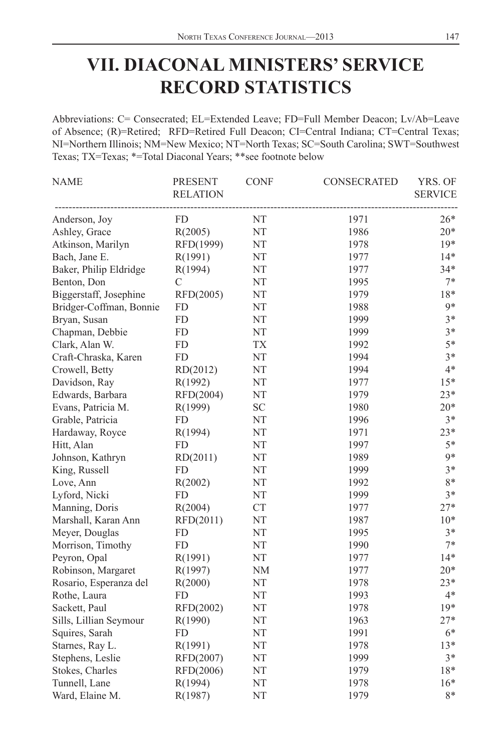# VII. DIACONAL MINISTERS' SERVICE RECORD STATISTICS

Abbreviations: C= Consecrated; EL=Extended Leave; FD=Full Member Deacon; Lv/Ab=Leave of Absence; (R)=Retired; RFD=Retired Full Deacon; CI=Central Indiana; CT=Central Texas; NI=Northern Illinois; NM=New Mexico; NT=North Texas; SC=South Carolina; SWT=Southwest Texas; TX=Texas; *=Total Diaconal Years; **see footnote below

| NAME | PRESENT RELATION | CONF | CONSECRATED | YRS. OF SERVICE |
|---|---|---|---|---|
| Anderson, Joy | FD | NT | 1971 | 26* |
| Ashley, Grace | R(2005) | NT | 1986 | 20* |
| Atkinson, Marilyn | RFD(1999) | NT | 1978 | 19* |
| Bach, Jane E. | R(1991) | NT | 1977 | 14* |
| Baker, Philip Eldridge | R(1994) | NT | 1977 | 34* |
| Benton, Don | C | NT | 1995 | 7* |
| Biggerstaff, Josephine | RFD(2005) | NT | 1979 | 18* |
| Bridger-Coffman, Bonnie | FD | NT | 1988 | 9* |
| Bryan, Susan | FD | NT | 1999 | 3* |
| Chapman, Debbie | FD | NT | 1999 | 3* |
| Clark, Alan W. | FD | TX | 1992 | 5* |
| Craft-Chraska, Karen | FD | NT | 1994 | 3* |
| Crowell, Betty | RD(2012) | NT | 1994 | 4* |
| Davidson, Ray | R(1992) | NT | 1977 | 15* |
| Edwards, Barbara | RFD(2004) | NT | 1979 | 23* |
| Evans, Patricia M. | R(1999) | SC | 1980 | 20* |
| Grable, Patricia | FD | NT | 1996 | 3* |
| Hardaway, Royce | R(1994) | NT | 1971 | 23* |
| Hitt, Alan | FD | NT | 1997 | 5* |
| Johnson, Kathryn | RD(2011) | NT | 1989 | 9* |
| King, Russell | FD | NT | 1999 | 3* |
| Love, Ann | R(2002) | NT | 1992 | 8* |
| Lyford, Nicki | FD | NT | 1999 | 3* |
| Manning, Doris | R(2004) | CT | 1977 | 27* |
| Marshall, Karan Ann | RFD(2011) | NT | 1987 | 10* |
| Meyer, Douglas | FD | NT | 1995 | 3* |
| Morrison, Timothy | FD | NT | 1990 | 7* |
| Peyron, Opal | R(1991) | NT | 1977 | 14* |
| Robinson, Margaret | R(1997) | NM | 1977 | 20* |
| Rosario, Esperanza del | R(2000) | NT | 1978 | 23* |
| Rothe, Laura | FD | NT | 1993 | 4* |
| Sackett, Paul | RFD(2002) | NT | 1978 | 19* |
| Sills, Lillian Seymour | R(1990) | NT | 1963 | 27* |
| Squires, Sarah | FD | NT | 1991 | 6* |
| Starnes, Ray L. | R(1991) | NT | 1978 | 13* |
| Stephens, Leslie | RFD(2007) | NT | 1999 | 3* |
| Stokes, Charles | RFD(2006) | NT | 1979 | 18* |
| Tunnell, Lane | R(1994) | NT | 1978 | 16* |
| Ward, Elaine M. | R(1987) | NT | 1979 | 8* |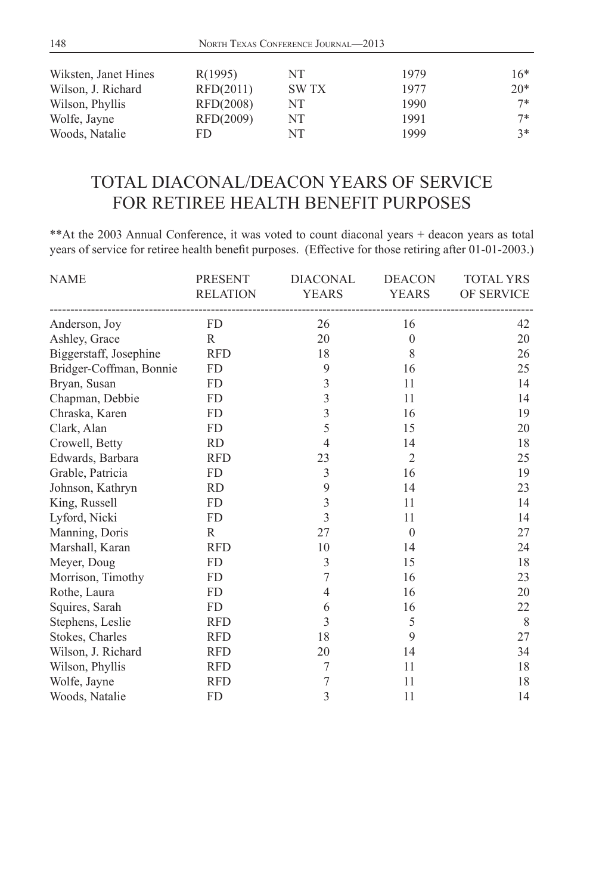| | | | | |
|---|---|---|---|---|
| Wiksten, Janet Hines | R(1995) | NT | 1979 | 16* |
| Wilson, J. Richard | RFD(2011) | SW TX | 1977 | 20* |
| Wilson, Phyllis | RFD(2008) | NT | 1990 | 7* |
| Wolfe, Jayne | RFD(2009) | NT | 1991 | 7* |
| Woods, Natalie | FD | NT | 1999 | 3* |

# TOTAL DIACONAL/DEACON YEARS OF SERVICE FOR RETIREE HEALTH BENEFIT PURPOSES

**At the 2003 Annual Conference, it was voted to count diaconal years + deacon years as total years of service for retiree health benefit purposes. (Effective for those retiring after 01-01-2003.)

| NAME | PRESENT RELATION | DIACONAL YEARS | DEACON YEARS | TOTAL YRS OF SERVICE |
|---|---|---|---|---|
| Anderson, Joy | FD | 26 | 16 | 42 |
| Ashley, Grace | R | 20 | 0 | 20 |
| Biggerstaff, Josephine | RFD | 18 | 8 | 26 |
| Bridger-Coffman, Bonnie | FD | 9 | 16 | 25 |
| Bryan, Susan | FD | 3 | 11 | 14 |
| Chapman, Debbie | FD | 3 | 11 | 14 |
| Chraska, Karen | FD | 3 | 16 | 19 |
| Clark, Alan | FD | 5 | 15 | 20 |
| Crowell, Betty | RD | 4 | 14 | 18 |
| Edwards, Barbara | RFD | 23 | 2 | 25 |
| Grable, Patricia | FD | 3 | 16 | 19 |
| Johnson, Kathryn | RD | 9 | 14 | 23 |
| King, Russell | FD | 3 | 11 | 14 |
| Lyford, Nicki | FD | 3 | 11 | 14 |
| Manning, Doris | R | 27 | 0 | 27 |
| Marshall, Karan | RFD | 10 | 14 | 24 |
| Meyer, Doug | FD | 3 | 15 | 18 |
| Morrison, Timothy | FD | 7 | 16 | 23 |
| Rothe, Laura | FD | 4 | 16 | 20 |
| Squires, Sarah | FD | 6 | 16 | 22 |
| Stephens, Leslie | RFD | 3 | 5 | 8 |
| Stokes, Charles | RFD | 18 | 9 | 27 |
| Wilson, J. Richard | RFD | 20 | 14 | 34 |
| Wilson, Phyllis | RFD | 7 | 11 | 18 |
| Wolfe, Jayne | RFD | 7 | 11 | 18 |
| Woods, Natalie | FD | 3 | 11 | 14 |